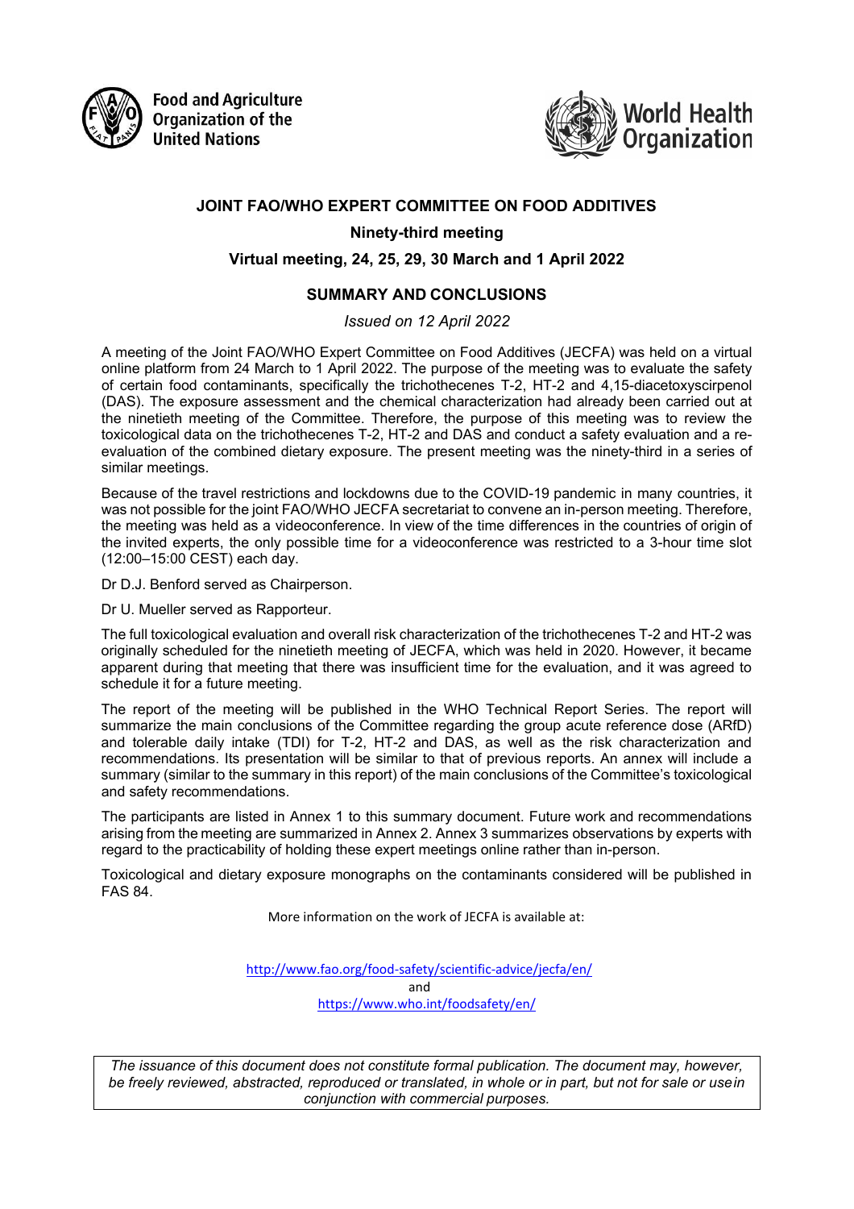Food and Agriculture Organization of the United Nations

World Health Organization

# JOINT FAO/WHO EXPERT COMMITTEE ON FOOD ADDITIVES

## Ninety-third meeting

## Virtual meeting, 24, 25, 29, 30 March and 1 April 2022

## SUMMARY AND CONCLUSIONS

*Issued on 12 April 2022*

A meeting of the Joint FAO/WHO Expert Committee on Food Additives (JECFA) was held on a virtual online platform from 24 March to 1 April 2022. The purpose of the meeting was to evaluate the safety of certain food contaminants, specifically the trichothecenes T-2, HT-2 and 4,15-diacetoxyscirpenol (DAS). The exposure assessment and the chemical characterization had already been carried out at the ninetieth meeting of the Committee. Therefore, the purpose of this meeting was to review the toxicological data on the trichothecenes T-2, HT-2 and DAS and conduct a safety evaluation and a re-evaluation of the combined dietary exposure. The present meeting was the ninety-third in a series of similar meetings.

Because of the travel restrictions and lockdowns due to the COVID-19 pandemic in many countries, it was not possible for the joint FAO/WHO JECFA secretariat to convene an in-person meeting. Therefore, the meeting was held as a videoconference. In view of the time differences in the countries of origin of the invited experts, the only possible time for a videoconference was restricted to a 3-hour time slot (12:00–15:00 CEST) each day.

Dr D.J. Benford served as Chairperson.

Dr U. Mueller served as Rapporteur.

The full toxicological evaluation and overall risk characterization of the trichothecenes T-2 and HT-2 was originally scheduled for the ninetieth meeting of JECFA, which was held in 2020. However, it became apparent during that meeting that there was insufficient time for the evaluation, and it was agreed to schedule it for a future meeting.

The report of the meeting will be published in the WHO Technical Report Series. The report will summarize the main conclusions of the Committee regarding the group acute reference dose (ARfD) and tolerable daily intake (TDI) for T-2, HT-2 and DAS, as well as the risk characterization and recommendations. Its presentation will be similar to that of previous reports. An annex will include a summary (similar to the summary in this report) of the main conclusions of the Committee's toxicological and safety recommendations.

The participants are listed in Annex 1 to this summary document. Future work and recommendations arising from the meeting are summarized in Annex 2. Annex 3 summarizes observations by experts with regard to the practicability of holding these expert meetings online rather than in-person.

Toxicological and dietary exposure monographs on the contaminants considered will be published in FAS 84.

More information on the work of JECFA is available at:

http://www.fao.org/food-safety/scientific-advice/jecfa/en/

and

https://www.who.int/foodsafety/en/

*The issuance of this document does not constitute formal publication. The document may, however, be freely reviewed, abstracted, reproduced or translated, in whole or in part, but not for sale or use in conjunction with commercial purposes.*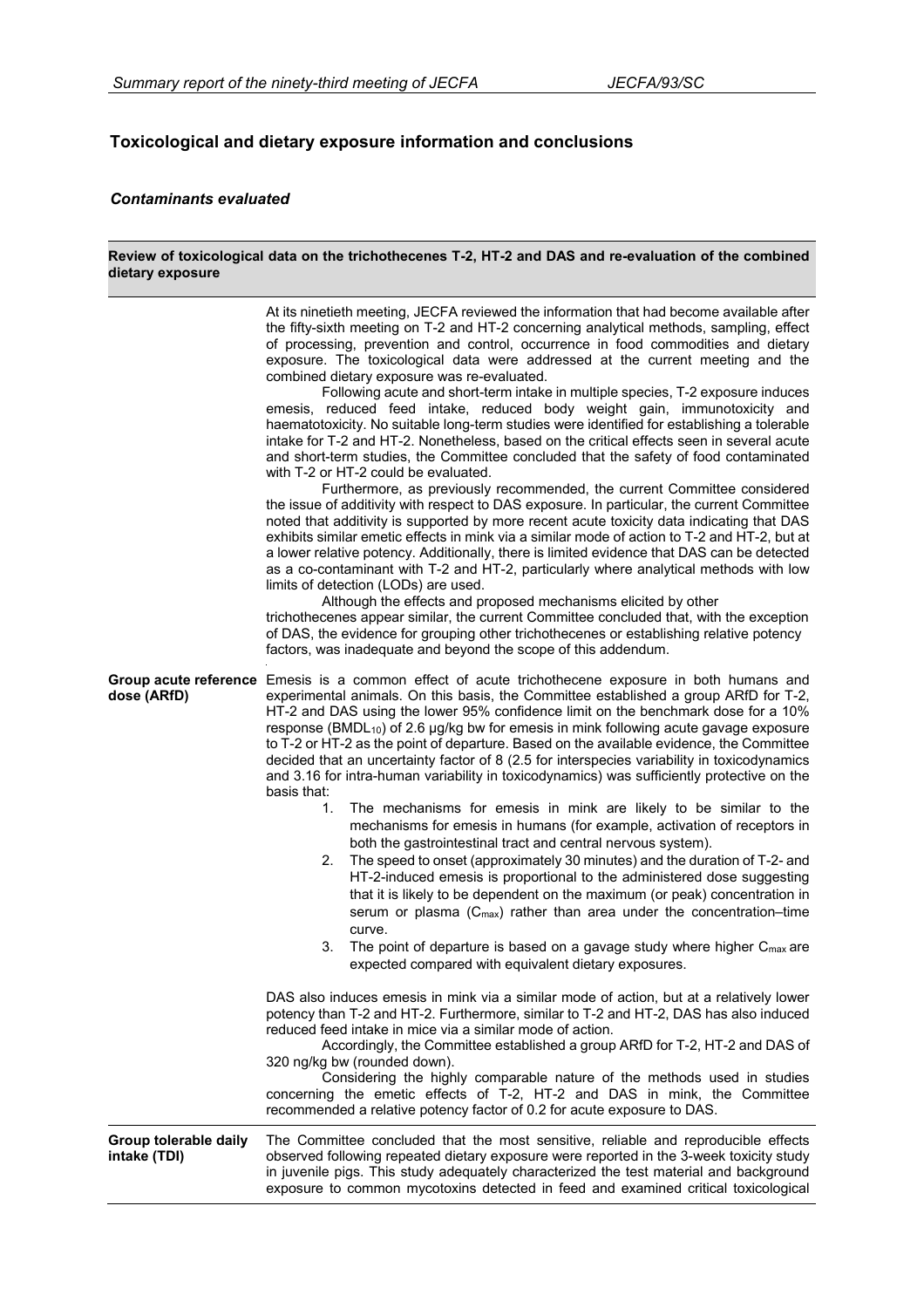## Toxicological and dietary exposure information and conclusions

### *Contaminants evaluated*

| **Review of toxicological data on the trichothecenes T-2, HT-2 and DAS and re-evaluation of the combined dietary exposure** | |
|---|---|
| | At its ninetieth meeting, JECFA reviewed the information that had become available after the fifty-sixth meeting on T-2 and HT-2 concerning analytical methods, sampling, effect of processing, prevention and control, occurrence in food commodities and dietary exposure. The toxicological data were addressed at the current meeting and the combined dietary exposure was re-evaluated.<br>Following acute and short-term intake in multiple species, T-2 exposure induces emesis, reduced feed intake, reduced body weight gain, immunotoxicity and haematotoxicity. No suitable long-term studies were identified for establishing a tolerable intake for T-2 and HT-2. Nonetheless, based on the critical effects seen in several acute and short-term studies, the Committee concluded that the safety of food contaminated with T-2 or HT-2 could be evaluated.<br>Furthermore, as previously recommended, the current Committee considered the issue of additivity with respect to DAS exposure. In particular, the current Committee noted that additivity is supported by more recent acute toxicity data indicating that DAS exhibits similar emetic effects in mink via a similar mode of action to T-2 and HT-2, but at a lower relative potency. Additionally, there is limited evidence that DAS can be detected as a co-contaminant with T-2 and HT-2, particularly where analytical methods with low limits of detection (LODs) are used.<br>Although the effects and proposed mechanisms elicited by other trichothecenes appear similar, the current Committee concluded that, with the exception of DAS, the evidence for grouping other trichothecenes or establishing relative potency factors, was inadequate and beyond the scope of this addendum. |
| **Group acute reference dose (ARfD)** | Emesis is a common effect of acute trichothecene exposure in both humans and experimental animals. On this basis, the Committee established a group ARfD for T-2, HT-2 and DAS using the lower 95% confidence limit on the benchmark dose for a 10% response ($BMDL_{10}$) of 2.6 µg/kg bw for emesis in mink following acute gavage exposure to T-2 or HT-2 as the point of departure. Based on the available evidence, the Committee decided that an uncertainty factor of 8 (2.5 for interspecies variability in toxicodynamics and 3.16 for intra-human variability in toxicodynamics) was sufficiently protective on the basis that:<br>1. The mechanisms for emesis in mink are likely to be similar to the mechanisms for emesis in humans (for example, activation of receptors in both the gastrointestinal tract and central nervous system).<br>2. The speed to onset (approximately 30 minutes) and the duration of T-2- and HT-2-induced emesis is proportional to the administered dose suggesting that it is likely to be dependent on the maximum (or peak) concentration in serum or plasma ($C_{max}$) rather than area under the concentration–time curve.<br>3. The point of departure is based on a gavage study where higher $C_{max}$ are expected compared with equivalent dietary exposures.<br><br>DAS also induces emesis in mink via a similar mode of action, but at a relatively lower potency than T-2 and HT-2. Furthermore, similar to T-2 and HT-2, DAS has also induced reduced feed intake in mice via a similar mode of action.<br>Accordingly, the Committee established a group ARfD for T-2, HT-2 and DAS of 320 ng/kg bw (rounded down).<br>Considering the highly comparable nature of the methods used in studies concerning the emetic effects of T-2, HT-2 and DAS in mink, the Committee recommended a relative potency factor of 0.2 for acute exposure to DAS. |
| **Group tolerable daily intake (TDI)** | The Committee concluded that the most sensitive, reliable and reproducible effects observed following repeated dietary exposure were reported in the 3-week toxicity study in juvenile pigs. This study adequately characterized the test material and background exposure to common mycotoxins detected in feed and examined critical toxicological |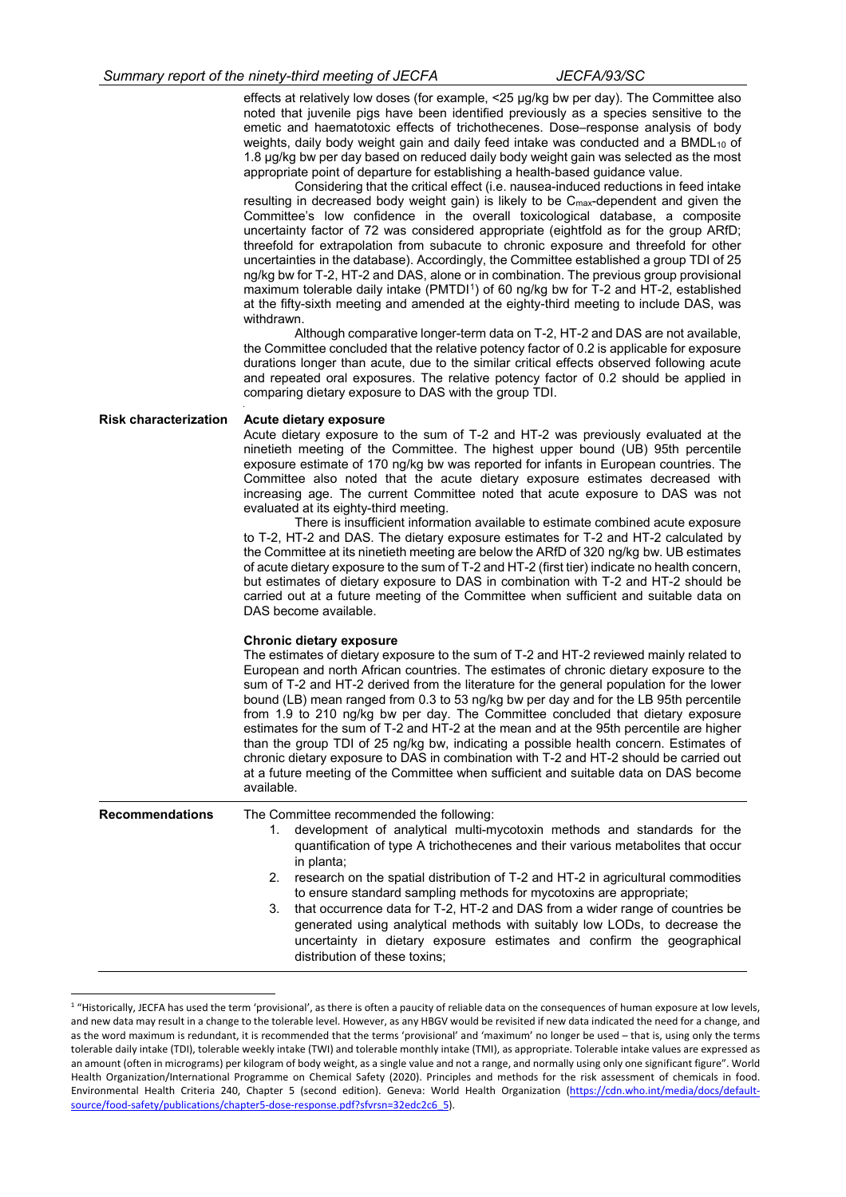effects at relatively low doses (for example, <25 µg/kg bw per day). The Committee also noted that juvenile pigs have been identified previously as a species sensitive to the emetic and haematotoxic effects of trichothecenes. Dose–response analysis of body weights, daily body weight gain and daily feed intake was conducted and a $BMDL_{10}$ of 1.8 µg/kg bw per day based on reduced daily body weight gain was selected as the most appropriate point of departure for establishing a health-based guidance value.

Considering that the critical effect (i.e. nausea-induced reductions in feed intake resulting in decreased body weight gain) is likely to be $C_{max}$-dependent and given the Committee's low confidence in the overall toxicological database, a composite uncertainty factor of 72 was considered appropriate (eightfold as for the group ARfD; threefold for extrapolation from subacute to chronic exposure and threefold for other uncertainties in the database). Accordingly, the Committee established a group TDI of 25 ng/kg bw for T-2, HT-2 and DAS, alone or in combination. The previous group provisional maximum tolerable daily intake (PMTDI[1]) of 60 ng/kg bw for T-2 and HT-2, established at the fifty-sixth meeting and amended at the eighty-third meeting to include DAS, was withdrawn.

Although comparative longer-term data on T-2, HT-2 and DAS are not available, the Committee concluded that the relative potency factor of 0.2 is applicable for exposure durations longer than acute, due to the similar critical effects observed following acute and repeated oral exposures. The relative potency factor of 0.2 should be applied in comparing dietary exposure to DAS with the group TDI.

**Risk characterization**

**Acute dietary exposure**

Acute dietary exposure to the sum of T-2 and HT-2 was previously evaluated at the ninetieth meeting of the Committee. The highest upper bound (UB) 95th percentile exposure estimate of 170 ng/kg bw was reported for infants in European countries. The Committee also noted that the acute dietary exposure estimates decreased with increasing age. The current Committee noted that acute exposure to DAS was not evaluated at its eighty-third meeting.

There is insufficient information available to estimate combined acute exposure to T-2, HT-2 and DAS. The dietary exposure estimates for T-2 and HT-2 calculated by the Committee at its ninetieth meeting are below the ARfD of 320 ng/kg bw. UB estimates of acute dietary exposure to the sum of T-2 and HT-2 (first tier) indicate no health concern, but estimates of dietary exposure to DAS in combination with T-2 and HT-2 should be carried out at a future meeting of the Committee when sufficient and suitable data on DAS become available.

**Chronic dietary exposure**

The estimates of dietary exposure to the sum of T-2 and HT-2 reviewed mainly related to European and north African countries. The estimates of chronic dietary exposure to the sum of T-2 and HT-2 derived from the literature for the general population for the lower bound (LB) mean ranged from 0.3 to 53 ng/kg bw per day and for the LB 95th percentile from 1.9 to 210 ng/kg bw per day. The Committee concluded that dietary exposure estimates for the sum of T-2 and HT-2 at the mean and at the 95th percentile are higher than the group TDI of 25 ng/kg bw, indicating a possible health concern. Estimates of chronic dietary exposure to DAS in combination with T-2 and HT-2 should be carried out at a future meeting of the Committee when sufficient and suitable data on DAS become available.

**Recommendations**

The Committee recommended the following:

1. development of analytical multi-mycotoxin methods and standards for the quantification of type A trichothecenes and their various metabolites that occur in planta;
2. research on the spatial distribution of T-2 and HT-2 in agricultural commodities to ensure standard sampling methods for mycotoxins are appropriate;
3. that occurrence data for T-2, HT-2 and DAS from a wider range of countries be generated using analytical methods with suitably low LODs, to decrease the uncertainty in dietary exposure estimates and confirm the geographical distribution of these toxins;

[1] "Historically, JECFA has used the term 'provisional', as there is often a paucity of reliable data on the consequences of human exposure at low levels, and new data may result in a change to the tolerable level. However, as any HBGV would be revisited if new data indicated the need for a change, and as the word maximum is redundant, it is recommended that the terms 'provisional' and 'maximum' no longer be used – that is, using only the terms tolerable daily intake (TDI), tolerable weekly intake (TWI) and tolerable monthly intake (TMI), as appropriate. Tolerable intake values are expressed as an amount (often in micrograms) per kilogram of body weight, as a single value and not a range, and normally using only one significant figure". World Health Organization/International Programme on Chemical Safety (2020). Principles and methods for the risk assessment of chemicals in food. Environmental Health Criteria 240, Chapter 5 (second edition). Geneva: World Health Organization (https://cdn.who.int/media/docs/default-source/food-safety/publications/chapter5-dose-response.pdf?sfvrsn=32edc2c6_5).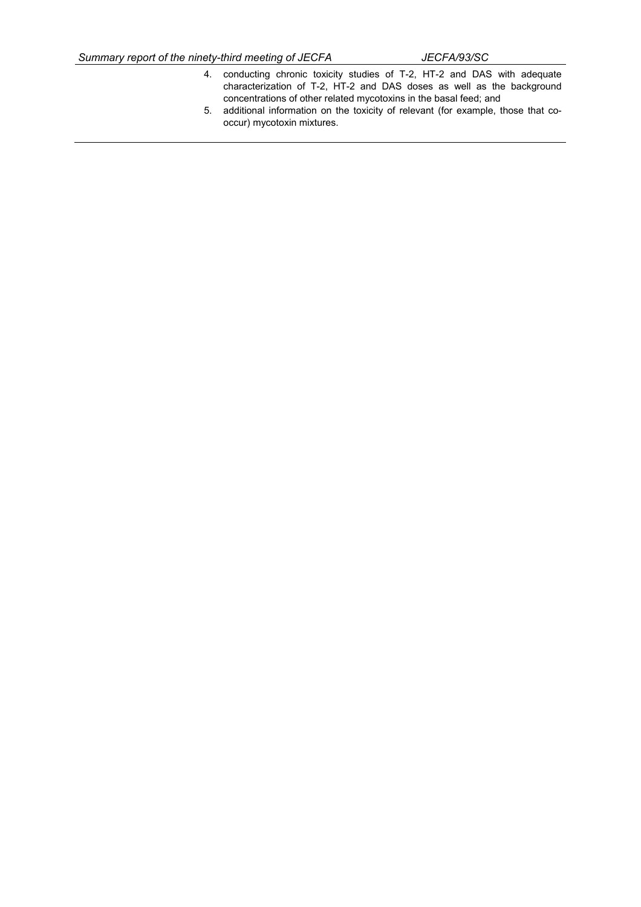4. conducting chronic toxicity studies of T-2, HT-2 and DAS with adequate characterization of T-2, HT-2 and DAS doses as well as the background concentrations of other related mycotoxins in the basal feed; and
5. additional information on the toxicity of relevant (for example, those that co-occur) mycotoxin mixtures.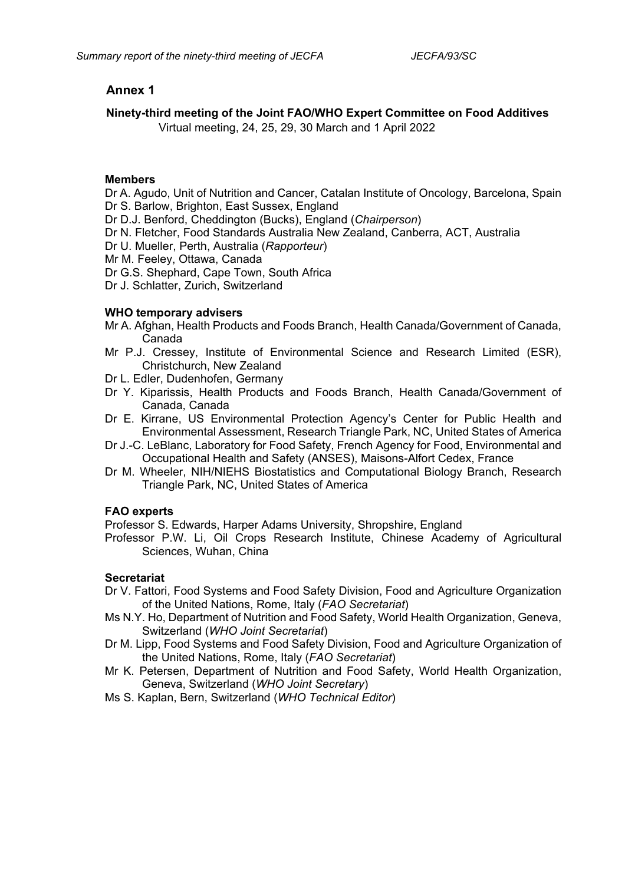# Annex 1

## Ninety-third meeting of the Joint FAO/WHO Expert Committee on Food Additives

Virtual meeting, 24, 25, 29, 30 March and 1 April 2022

### Members

Dr A. Agudo, Unit of Nutrition and Cancer, Catalan Institute of Oncology, Barcelona, Spain
Dr S. Barlow, Brighton, East Sussex, England
Dr D.J. Benford, Cheddington (Bucks), England (*Chairperson*)
Dr N. Fletcher, Food Standards Australia New Zealand, Canberra, ACT, Australia
Dr U. Mueller, Perth, Australia (*Rapporteur*)
Mr M. Feeley, Ottawa, Canada
Dr G.S. Shephard, Cape Town, South Africa
Dr J. Schlatter, Zurich, Switzerland

### WHO temporary advisers

Mr A. Afghan, Health Products and Foods Branch, Health Canada/Government of Canada, Canada
Mr P.J. Cressey, Institute of Environmental Science and Research Limited (ESR), Christchurch, New Zealand
Dr L. Edler, Dudenhofen, Germany
Dr Y. Kiparissis, Health Products and Foods Branch, Health Canada/Government of Canada, Canada
Dr E. Kirrane, US Environmental Protection Agency's Center for Public Health and Environmental Assessment, Research Triangle Park, NC, United States of America
Dr J.-C. LeBlanc, Laboratory for Food Safety, French Agency for Food, Environmental and Occupational Health and Safety (ANSES), Maisons-Alfort Cedex, France
Dr M. Wheeler, NIH/NIEHS Biostatistics and Computational Biology Branch, Research Triangle Park, NC, United States of America

### FAO experts

Professor S. Edwards, Harper Adams University, Shropshire, England
Professor P.W. Li, Oil Crops Research Institute, Chinese Academy of Agricultural Sciences, Wuhan, China

### Secretariat

Dr V. Fattori, Food Systems and Food Safety Division, Food and Agriculture Organization of the United Nations, Rome, Italy (*FAO Secretariat*)
Ms N.Y. Ho, Department of Nutrition and Food Safety, World Health Organization, Geneva, Switzerland (*WHO Joint Secretariat*)
Dr M. Lipp, Food Systems and Food Safety Division, Food and Agriculture Organization of the United Nations, Rome, Italy (*FAO Secretariat*)
Mr K. Petersen, Department of Nutrition and Food Safety, World Health Organization, Geneva, Switzerland (*WHO Joint Secretary*)
Ms S. Kaplan, Bern, Switzerland (*WHO Technical Editor*)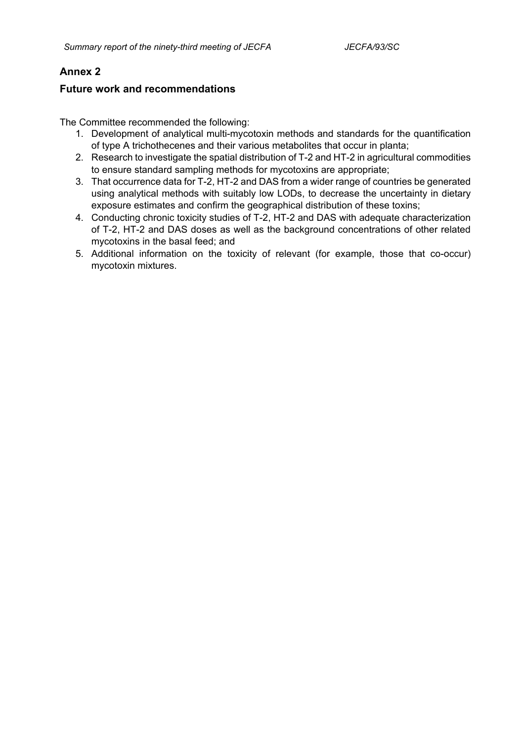## Annex 2

### Future work and recommendations

The Committee recommended the following:

1. Development of analytical multi-mycotoxin methods and standards for the quantification of type A trichothecenes and their various metabolites that occur in planta;
2. Research to investigate the spatial distribution of T-2 and HT-2 in agricultural commodities to ensure standard sampling methods for mycotoxins are appropriate;
3. That occurrence data for T-2, HT-2 and DAS from a wider range of countries be generated using analytical methods with suitably low LODs, to decrease the uncertainty in dietary exposure estimates and confirm the geographical distribution of these toxins;
4. Conducting chronic toxicity studies of T-2, HT-2 and DAS with adequate characterization of T-2, HT-2 and DAS doses as well as the background concentrations of other related mycotoxins in the basal feed; and
5. Additional information on the toxicity of relevant (for example, those that co-occur) mycotoxin mixtures.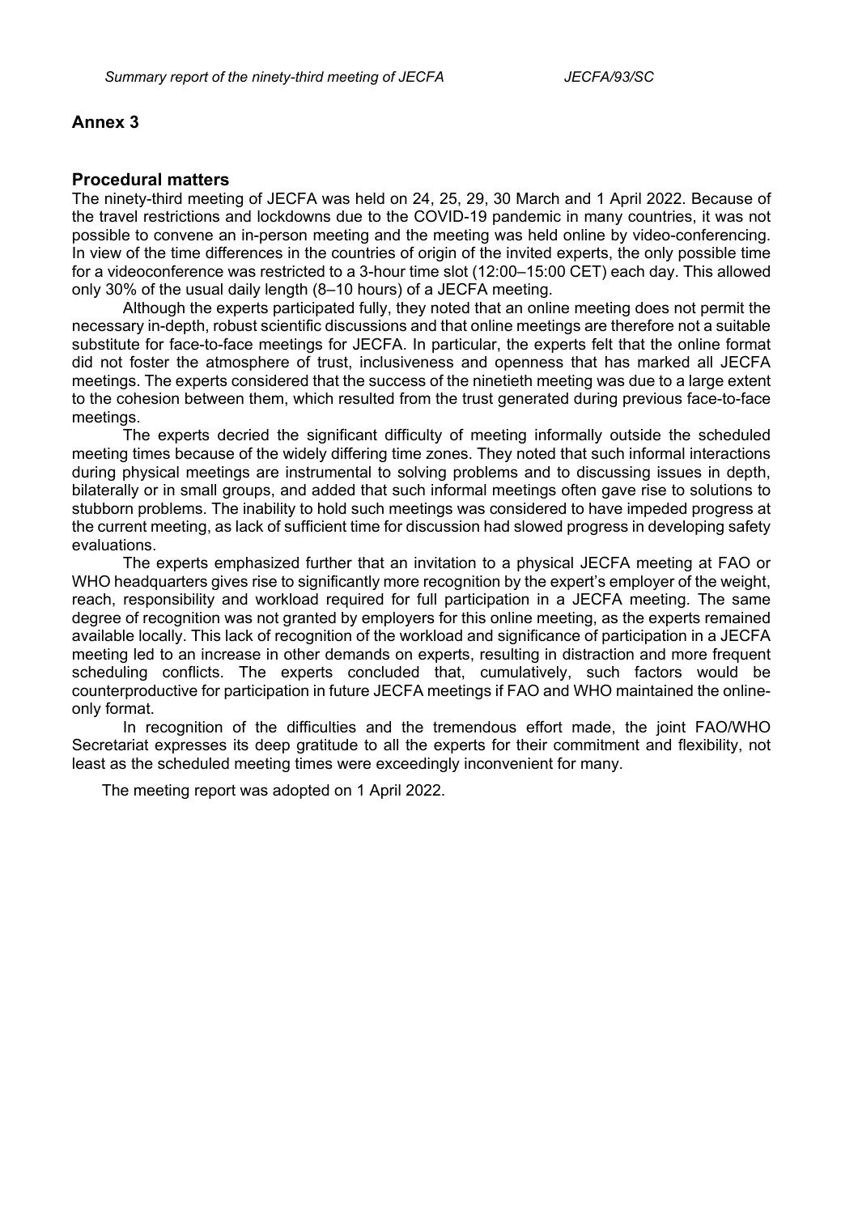## Annex 3

### Procedural matters

The ninety-third meeting of JECFA was held on 24, 25, 29, 30 March and 1 April 2022. Because of the travel restrictions and lockdowns due to the COVID-19 pandemic in many countries, it was not possible to convene an in-person meeting and the meeting was held online by video-conferencing. In view of the time differences in the countries of origin of the invited experts, the only possible time for a videoconference was restricted to a 3-hour time slot (12:00–15:00 CET) each day. This allowed only 30% of the usual daily length (8–10 hours) of a JECFA meeting.

Although the experts participated fully, they noted that an online meeting does not permit the necessary in-depth, robust scientific discussions and that online meetings are therefore not a suitable substitute for face-to-face meetings for JECFA. In particular, the experts felt that the online format did not foster the atmosphere of trust, inclusiveness and openness that has marked all JECFA meetings. The experts considered that the success of the ninetieth meeting was due to a large extent to the cohesion between them, which resulted from the trust generated during previous face-to-face meetings.

The experts decried the significant difficulty of meeting informally outside the scheduled meeting times because of the widely differing time zones. They noted that such informal interactions during physical meetings are instrumental to solving problems and to discussing issues in depth, bilaterally or in small groups, and added that such informal meetings often gave rise to solutions to stubborn problems. The inability to hold such meetings was considered to have impeded progress at the current meeting, as lack of sufficient time for discussion had slowed progress in developing safety evaluations.

The experts emphasized further that an invitation to a physical JECFA meeting at FAO or WHO headquarters gives rise to significantly more recognition by the expert's employer of the weight, reach, responsibility and workload required for full participation in a JECFA meeting. The same degree of recognition was not granted by employers for this online meeting, as the experts remained available locally. This lack of recognition of the workload and significance of participation in a JECFA meeting led to an increase in other demands on experts, resulting in distraction and more frequent scheduling conflicts. The experts concluded that, cumulatively, such factors would be counterproductive for participation in future JECFA meetings if FAO and WHO maintained the online-only format.

In recognition of the difficulties and the tremendous effort made, the joint FAO/WHO Secretariat expresses its deep gratitude to all the experts for their commitment and flexibility, not least as the scheduled meeting times were exceedingly inconvenient for many.

The meeting report was adopted on 1 April 2022.